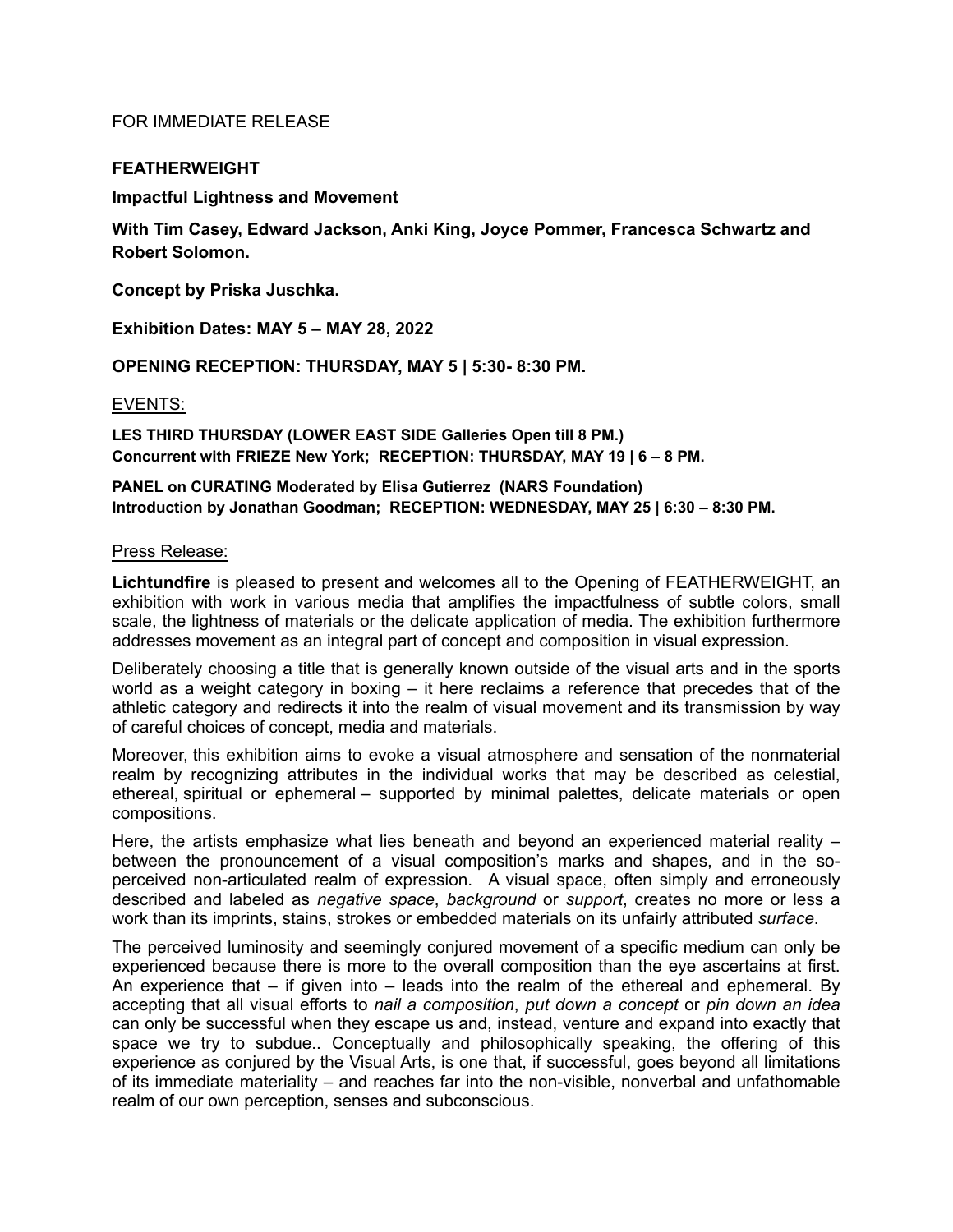FOR IMMEDIATE RELEASE

**FEATHERWEIGHT**

**Impactful Lightness and Movement**

**With Tim Casey, Edward Jackson, Anki King, Joyce Pommer, Francesca Schwartz and Robert Solomon.**

**Concept by Priska Juschka.**

**Exhibition Dates: MAY 5 – MAY 28, 2022**

**OPENING RECEPTION: THURSDAY, MAY 5 | 5:30- 8:30 PM.**

<u>EVENTS:</u>

**LES THIRD THURSDAY (LOWER EAST SIDE Galleries Open till 8 PM.)**
**Concurrent with FRIEZE New York; RECEPTION: THURSDAY, MAY 19 | 6 – 8 PM.**

**PANEL on CURATING Moderated by Elisa Gutierrez (NARS Foundation)**
**Introduction by Jonathan Goodman; RECEPTION: WEDNESDAY, MAY 25 | 6:30 – 8:30 PM.**

<u>Press Release:</u>

**Lichtundfire** is pleased to present and welcomes all to the Opening of FEATHERWEIGHT, an exhibition with work in various media that amplifies the impactfulness of subtle colors, small scale, the lightness of materials or the delicate application of media. The exhibition furthermore addresses movement as an integral part of concept and composition in visual expression.

Deliberately choosing a title that is generally known outside of the visual arts and in the sports world as a weight category in boxing – it here reclaims a reference that precedes that of the athletic category and redirects it into the realm of visual movement and its transmission by way of careful choices of concept, media and materials.

Moreover, this exhibition aims to evoke a visual atmosphere and sensation of the nonmaterial realm by recognizing attributes in the individual works that may be described as celestial, ethereal, spiritual or ephemeral – supported by minimal palettes, delicate materials or open compositions.

Here, the artists emphasize what lies beneath and beyond an experienced material reality – between the pronouncement of a visual composition's marks and shapes, and in the so-perceived non-articulated realm of expression. A visual space, often simply and erroneously described and labeled as *negative space*, *background* or *support*, creates no more or less a work than its imprints, stains, strokes or embedded materials on its unfairly attributed *surface*.

The perceived luminosity and seemingly conjured movement of a specific medium can only be experienced because there is more to the overall composition than the eye ascertains at first. An experience that – if given into – leads into the realm of the ethereal and ephemeral. By accepting that all visual efforts to *nail a composition*, *put down a concept* or *pin down an idea* can only be successful when they escape us and, instead, venture and expand into exactly that space we try to subdue.. Conceptually and philosophically speaking, the offering of this experience as conjured by the Visual Arts, is one that, if successful, goes beyond all limitations of its immediate materiality – and reaches far into the non-visible, nonverbal and unfathomable realm of our own perception, senses and subconscious.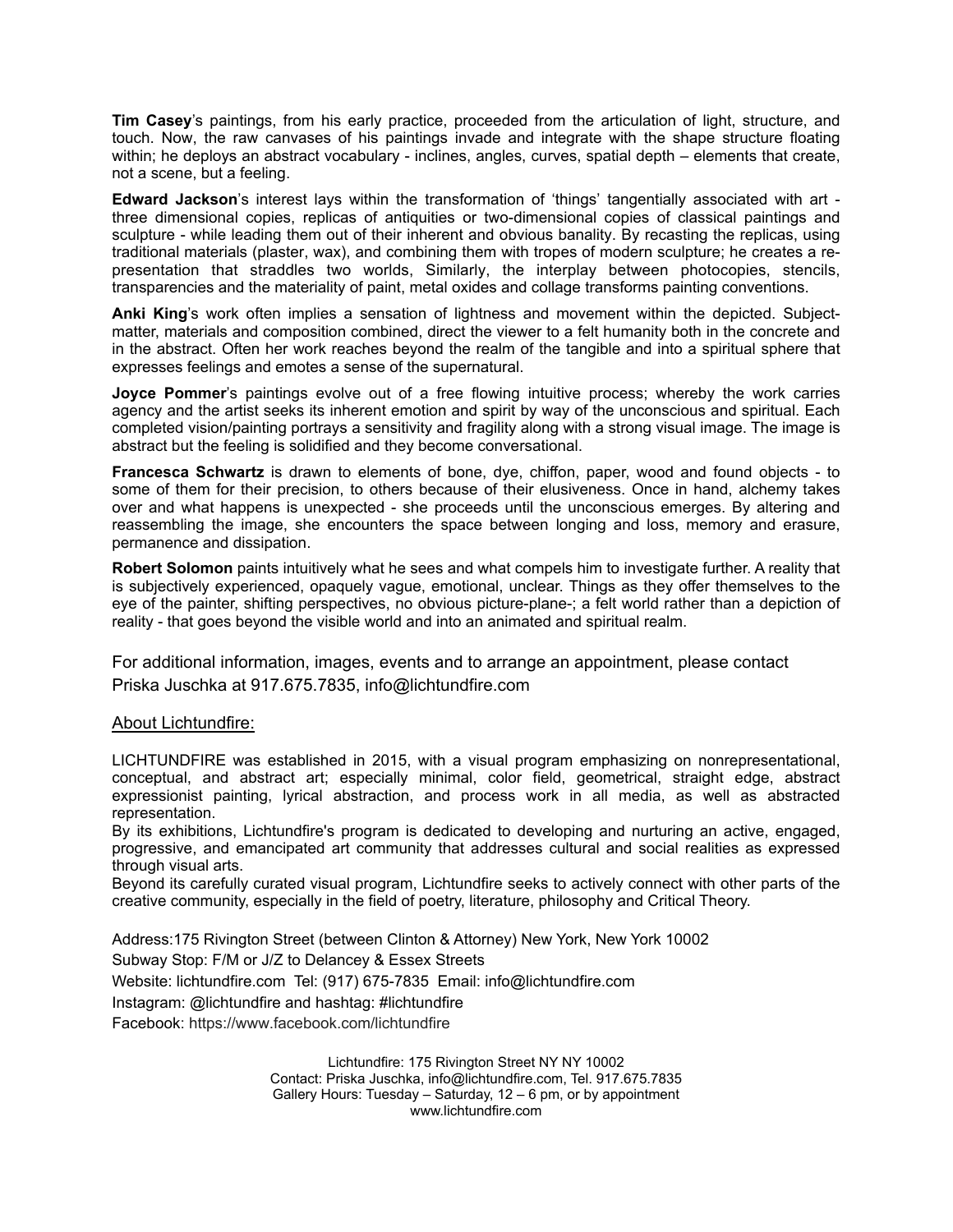**Tim Casey**'s paintings, from his early practice, proceeded from the articulation of light, structure, and touch. Now, the raw canvases of his paintings invade and integrate with the shape structure floating within; he deploys an abstract vocabulary - inclines, angles, curves, spatial depth – elements that create, not a scene, but a feeling.

**Edward Jackson**'s interest lays within the transformation of 'things' tangentially associated with art - three dimensional copies, replicas of antiquities or two-dimensional copies of classical paintings and sculpture - while leading them out of their inherent and obvious banality. By recasting the replicas, using traditional materials (plaster, wax), and combining them with tropes of modern sculpture; he creates a re-presentation that straddles two worlds, Similarly, the interplay between photocopies, stencils, transparencies and the materiality of paint, metal oxides and collage transforms painting conventions.

**Anki King**'s work often implies a sensation of lightness and movement within the depicted. Subject-matter, materials and composition combined, direct the viewer to a felt humanity both in the concrete and in the abstract. Often her work reaches beyond the realm of the tangible and into a spiritual sphere that expresses feelings and emotes a sense of the supernatural.

**Joyce Pommer**'s paintings evolve out of a free flowing intuitive process; whereby the work carries agency and the artist seeks its inherent emotion and spirit by way of the unconscious and spiritual. Each completed vision/painting portrays a sensitivity and fragility along with a strong visual image. The image is abstract but the feeling is solidified and they become conversational.

**Francesca Schwartz** is drawn to elements of bone, dye, chiffon, paper, wood and found objects - to some of them for their precision, to others because of their elusiveness. Once in hand, alchemy takes over and what happens is unexpected - she proceeds until the unconscious emerges. By altering and reassembling the image, she encounters the space between longing and loss, memory and erasure, permanence and dissipation.

**Robert Solomon** paints intuitively what he sees and what compels him to investigate further. A reality that is subjectively experienced, opaquely vague, emotional, unclear. Things as they offer themselves to the eye of the painter, shifting perspectives, no obvious picture-plane-; a felt world rather than a depiction of reality - that goes beyond the visible world and into an animated and spiritual realm.

For additional information, images, events and to arrange an appointment, please contact Priska Juschka at 917.675.7835, info@lichtundfire.com

## About Lichtundfire:

LICHTUNDFIRE was established in 2015, with a visual program emphasizing on nonrepresentational, conceptual, and abstract art; especially minimal, color field, geometrical, straight edge, abstract expressionist painting, lyrical abstraction, and process work in all media, as well as abstracted representation.

By its exhibitions, Lichtundfire's program is dedicated to developing and nurturing an active, engaged, progressive, and emancipated art community that addresses cultural and social realities as expressed through visual arts.

Beyond its carefully curated visual program, Lichtundfire seeks to actively connect with other parts of the creative community, especially in the field of poetry, literature, philosophy and Critical Theory.

Address:175 Rivington Street (between Clinton & Attorney) New York, New York 10002

Subway Stop: F/M or J/Z to Delancey & Essex Streets

Website: lichtundfire.com Tel: (917) 675-7835 Email: info@lichtundfire.com

Instagram: @lichtundfire and hashtag: #lichtundfire

Facebook: https://www.facebook.com/lichtundfire